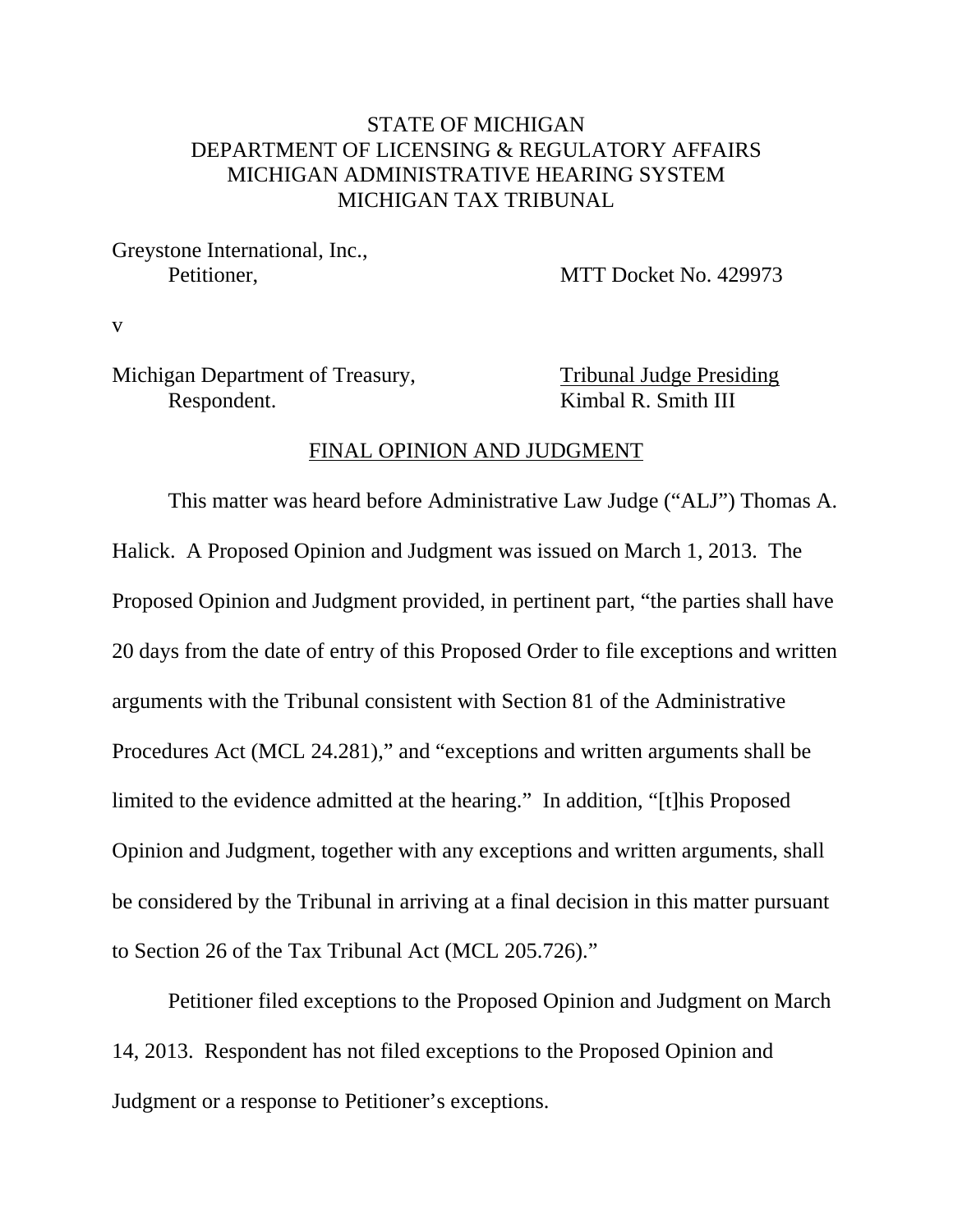STATE OF MICHIGAN
DEPARTMENT OF LICENSING & REGULATORY AFFAIRS
MICHIGAN ADMINISTRATIVE HEARING SYSTEM
MICHIGAN TAX TRIBUNAL

Greystone International, Inc.,
Petitioner, MTT Docket No. 429973

v

Michigan Department of Treasury, Tribunal Judge Presiding
Respondent. Kimbal R. Smith III

## FINAL OPINION AND JUDGMENT

This matter was heard before Administrative Law Judge ("ALJ") Thomas A. Halick. A Proposed Opinion and Judgment was issued on March 1, 2013. The Proposed Opinion and Judgment provided, in pertinent part, "the parties shall have 20 days from the date of entry of this Proposed Order to file exceptions and written arguments with the Tribunal consistent with Section 81 of the Administrative Procedures Act (MCL 24.281)," and "exceptions and written arguments shall be limited to the evidence admitted at the hearing." In addition, "[t]his Proposed Opinion and Judgment, together with any exceptions and written arguments, shall be considered by the Tribunal in arriving at a final decision in this matter pursuant to Section 26 of the Tax Tribunal Act (MCL 205.726)."

Petitioner filed exceptions to the Proposed Opinion and Judgment on March 14, 2013. Respondent has not filed exceptions to the Proposed Opinion and Judgment or a response to Petitioner's exceptions.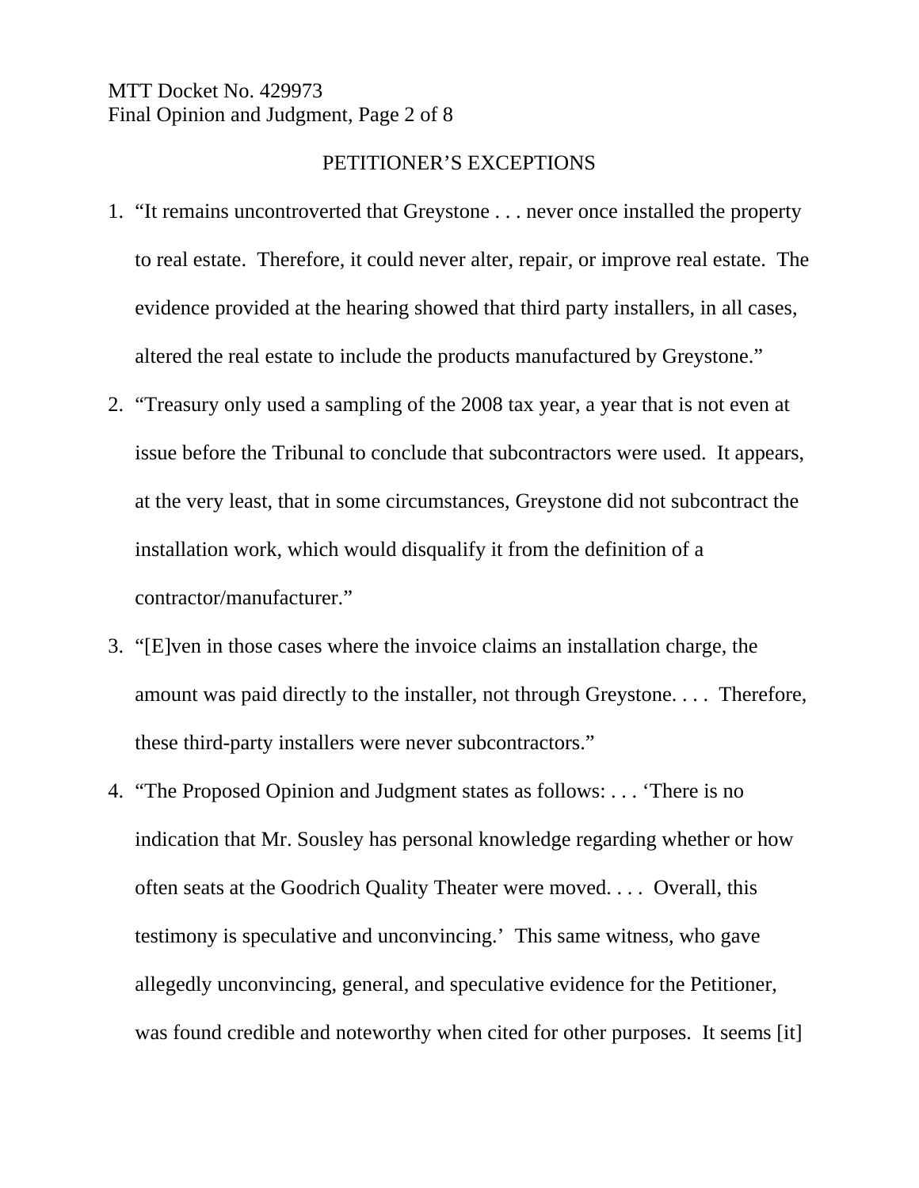## PETITIONER'S EXCEPTIONS

1. "It remains uncontroverted that Greystone . . . never once installed the property to real estate. Therefore, it could never alter, repair, or improve real estate. The evidence provided at the hearing showed that third party installers, in all cases, altered the real estate to include the products manufactured by Greystone."
2. "Treasury only used a sampling of the 2008 tax year, a year that is not even at issue before the Tribunal to conclude that subcontractors were used. It appears, at the very least, that in some circumstances, Greystone did not subcontract the installation work, which would disqualify it from the definition of a contractor/manufacturer."
3. "[E]ven in those cases where the invoice claims an installation charge, the amount was paid directly to the installer, not through Greystone. . . . Therefore, these third-party installers were never subcontractors."
4. "The Proposed Opinion and Judgment states as follows: . . . 'There is no indication that Mr. Sousley has personal knowledge regarding whether or how often seats at the Goodrich Quality Theater were moved. . . . Overall, this testimony is speculative and unconvincing.' This same witness, who gave allegedly unconvincing, general, and speculative evidence for the Petitioner, was found credible and noteworthy when cited for other purposes. It seems [it]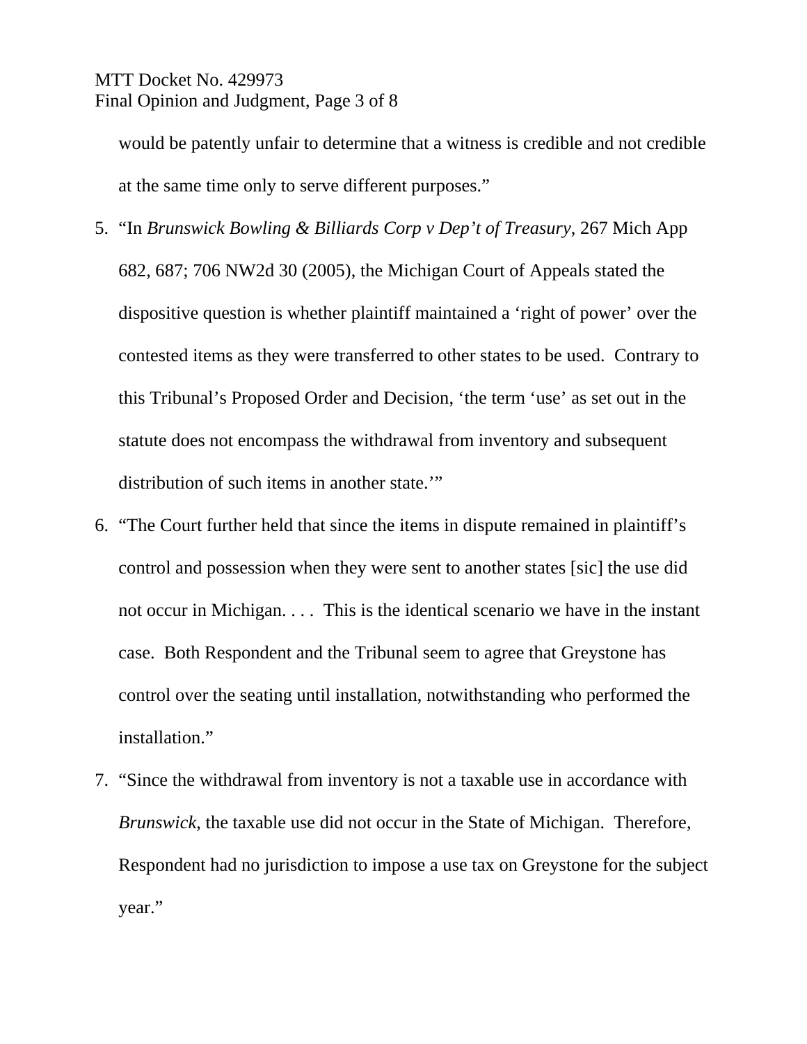would be patently unfair to determine that a witness is credible and not credible at the same time only to serve different purposes."

5. "In *Brunswick Bowling & Billiards Corp v Dep't of Treasury*, 267 Mich App 682, 687; 706 NW2d 30 (2005), the Michigan Court of Appeals stated the dispositive question is whether plaintiff maintained a 'right of power' over the contested items as they were transferred to other states to be used. Contrary to this Tribunal's Proposed Order and Decision, 'the term 'use' as set out in the statute does not encompass the withdrawal from inventory and subsequent distribution of such items in another state.'"
6. "The Court further held that since the items in dispute remained in plaintiff's control and possession when they were sent to another states [sic] the use did not occur in Michigan. . . . This is the identical scenario we have in the instant case. Both Respondent and the Tribunal seem to agree that Greystone has control over the seating until installation, notwithstanding who performed the installation."
7. "Since the withdrawal from inventory is not a taxable use in accordance with *Brunswick*, the taxable use did not occur in the State of Michigan. Therefore, Respondent had no jurisdiction to impose a use tax on Greystone for the subject year."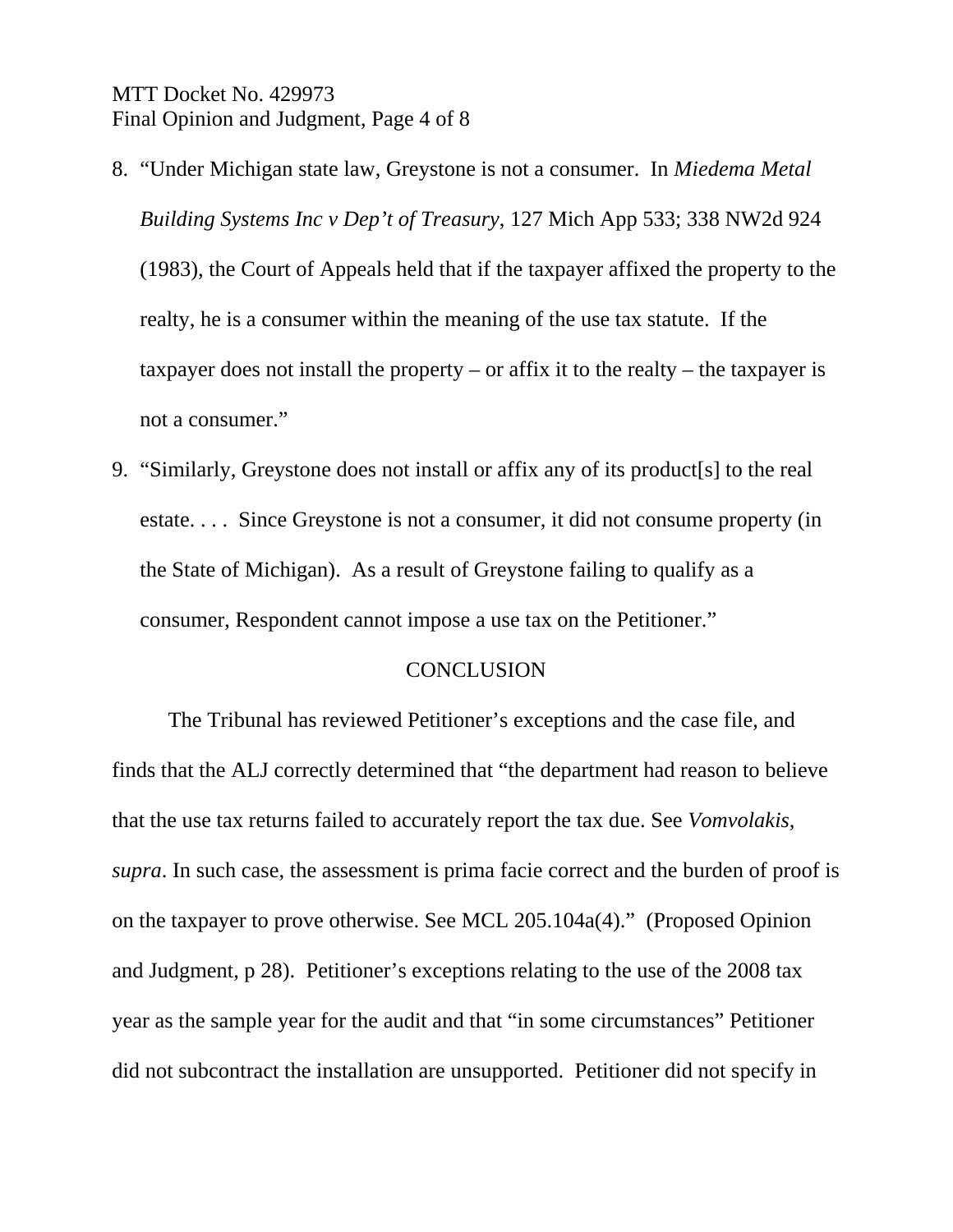8. "Under Michigan state law, Greystone is not a consumer. In *Miedema Metal Building Systems Inc v Dep't of Treasury*, 127 Mich App 533; 338 NW2d 924 (1983), the Court of Appeals held that if the taxpayer affixed the property to the realty, he is a consumer within the meaning of the use tax statute. If the taxpayer does not install the property – or affix it to the realty – the taxpayer is not a consumer."
9. "Similarly, Greystone does not install or affix any of its product[s] to the real estate. . . . Since Greystone is not a consumer, it did not consume property (in the State of Michigan). As a result of Greystone failing to qualify as a consumer, Respondent cannot impose a use tax on the Petitioner."

## CONCLUSION

The Tribunal has reviewed Petitioner's exceptions and the case file, and finds that the ALJ correctly determined that "the department had reason to believe that the use tax returns failed to accurately report the tax due. See *Vomvolakis, supra*. In such case, the assessment is prima facie correct and the burden of proof is on the taxpayer to prove otherwise. See MCL 205.104a(4)." (Proposed Opinion and Judgment, p 28). Petitioner's exceptions relating to the use of the 2008 tax year as the sample year for the audit and that "in some circumstances" Petitioner did not subcontract the installation are unsupported. Petitioner did not specify in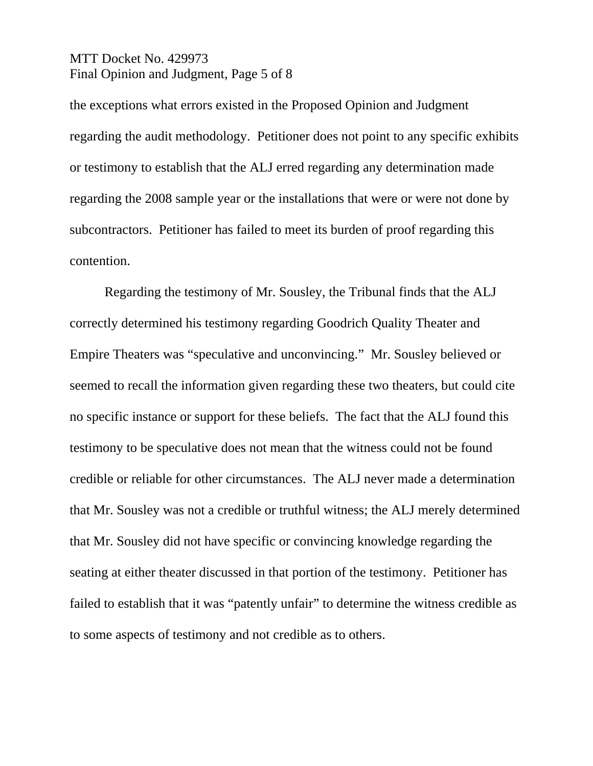the exceptions what errors existed in the Proposed Opinion and Judgment regarding the audit methodology. Petitioner does not point to any specific exhibits or testimony to establish that the ALJ erred regarding any determination made regarding the 2008 sample year or the installations that were or were not done by subcontractors. Petitioner has failed to meet its burden of proof regarding this contention.

Regarding the testimony of Mr. Sousley, the Tribunal finds that the ALJ correctly determined his testimony regarding Goodrich Quality Theater and Empire Theaters was "speculative and unconvincing." Mr. Sousley believed or seemed to recall the information given regarding these two theaters, but could cite no specific instance or support for these beliefs. The fact that the ALJ found this testimony to be speculative does not mean that the witness could not be found credible or reliable for other circumstances. The ALJ never made a determination that Mr. Sousley was not a credible or truthful witness; the ALJ merely determined that Mr. Sousley did not have specific or convincing knowledge regarding the seating at either theater discussed in that portion of the testimony. Petitioner has failed to establish that it was "patently unfair" to determine the witness credible as to some aspects of testimony and not credible as to others.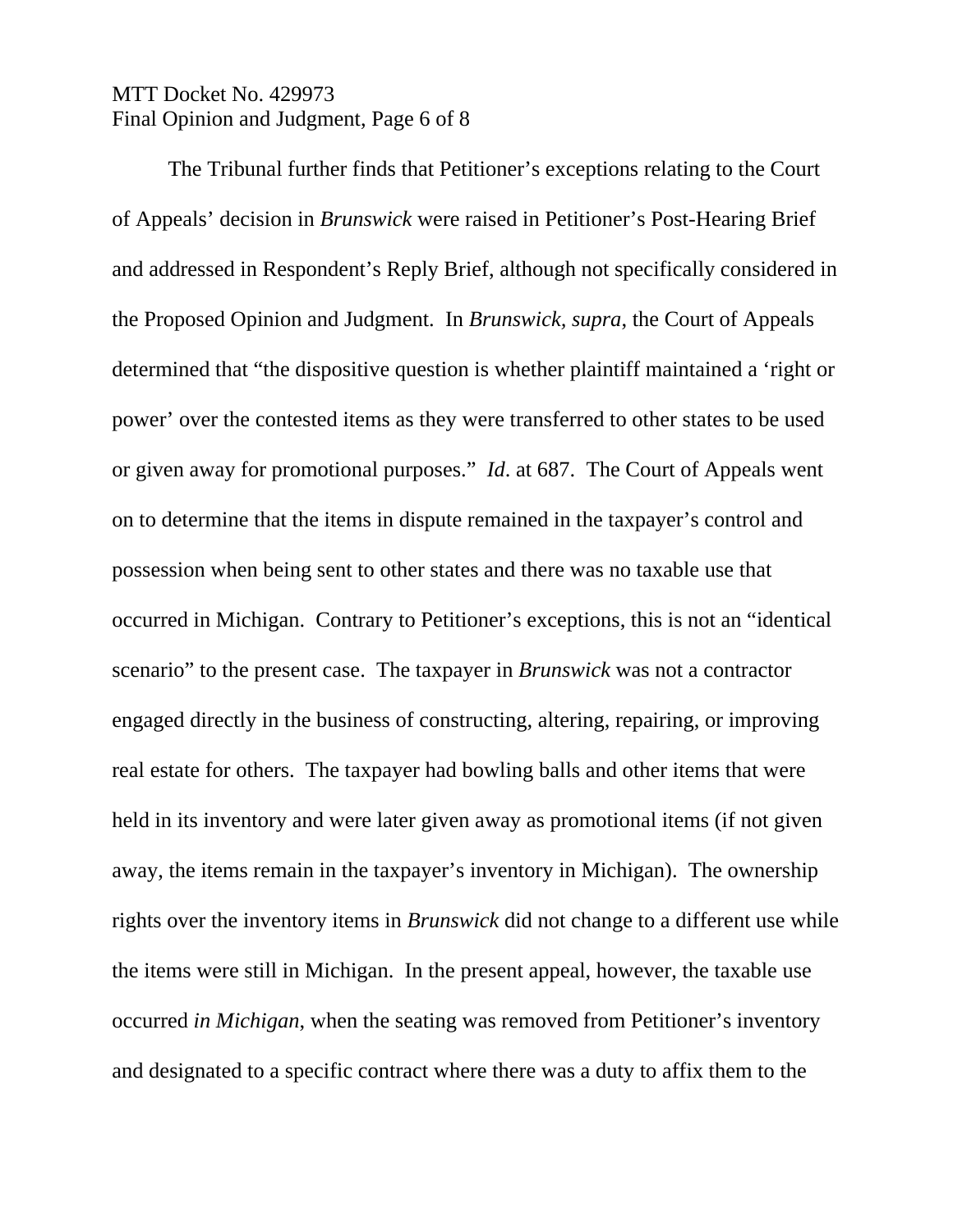The Tribunal further finds that Petitioner's exceptions relating to the Court of Appeals' decision in *Brunswick* were raised in Petitioner's Post-Hearing Brief and addressed in Respondent's Reply Brief, although not specifically considered in the Proposed Opinion and Judgment. In *Brunswick, supra*, the Court of Appeals determined that "the dispositive question is whether plaintiff maintained a 'right or power' over the contested items as they were transferred to other states to be used or given away for promotional purposes." *Id*. at 687. The Court of Appeals went on to determine that the items in dispute remained in the taxpayer's control and possession when being sent to other states and there was no taxable use that occurred in Michigan. Contrary to Petitioner's exceptions, this is not an "identical scenario" to the present case. The taxpayer in *Brunswick* was not a contractor engaged directly in the business of constructing, altering, repairing, or improving real estate for others. The taxpayer had bowling balls and other items that were held in its inventory and were later given away as promotional items (if not given away, the items remain in the taxpayer's inventory in Michigan). The ownership rights over the inventory items in *Brunswick* did not change to a different use while the items were still in Michigan. In the present appeal, however, the taxable use occurred *in Michigan*, when the seating was removed from Petitioner's inventory and designated to a specific contract where there was a duty to affix them to the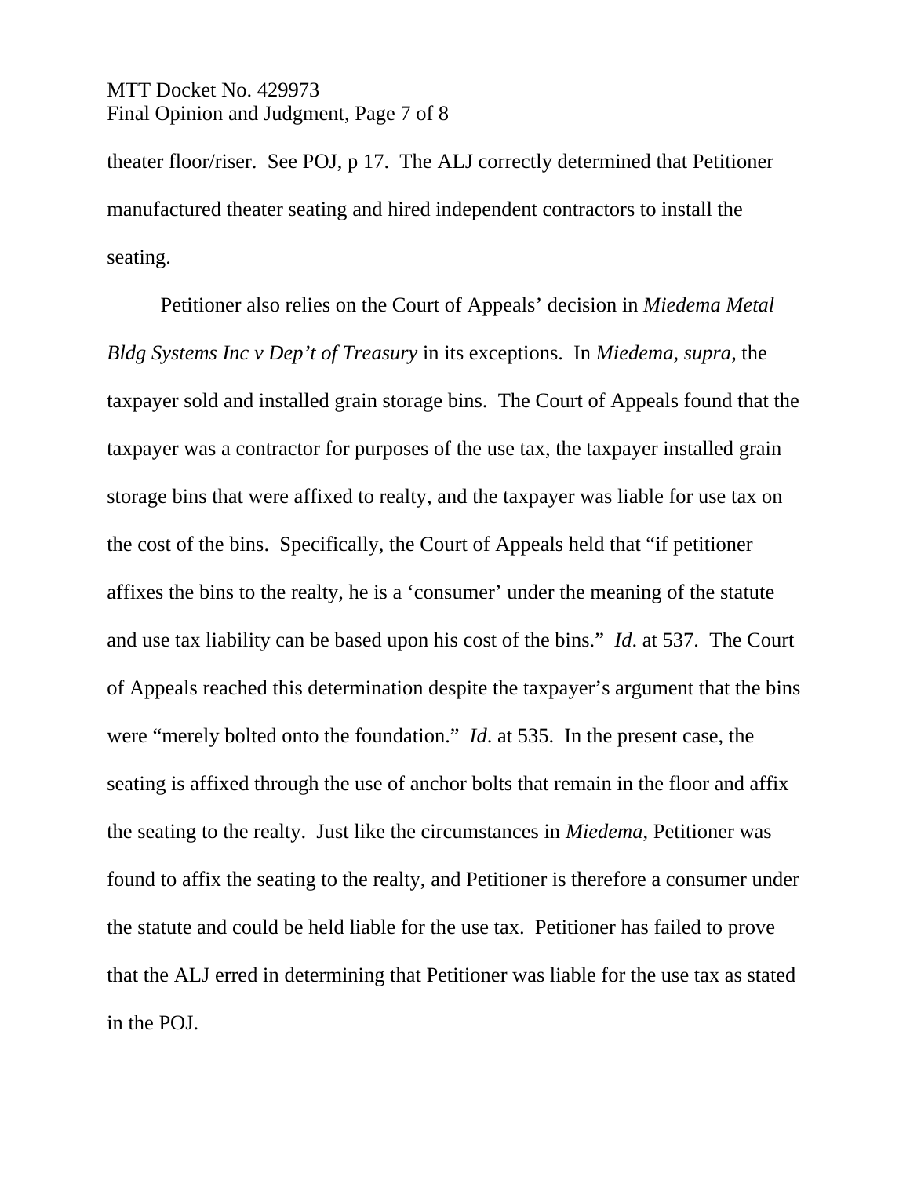theater floor/riser. See POJ, p 17. The ALJ correctly determined that Petitioner manufactured theater seating and hired independent contractors to install the seating.

Petitioner also relies on the Court of Appeals' decision in *Miedema Metal Bldg Systems Inc v Dep't of Treasury* in its exceptions. In *Miedema, supra,* the taxpayer sold and installed grain storage bins. The Court of Appeals found that the taxpayer was a contractor for purposes of the use tax, the taxpayer installed grain storage bins that were affixed to realty, and the taxpayer was liable for use tax on the cost of the bins. Specifically, the Court of Appeals held that "if petitioner affixes the bins to the realty, he is a 'consumer' under the meaning of the statute and use tax liability can be based upon his cost of the bins." *Id*. at 537. The Court of Appeals reached this determination despite the taxpayer's argument that the bins were "merely bolted onto the foundation." *Id*. at 535. In the present case, the seating is affixed through the use of anchor bolts that remain in the floor and affix the seating to the realty. Just like the circumstances in *Miedema*, Petitioner was found to affix the seating to the realty, and Petitioner is therefore a consumer under the statute and could be held liable for the use tax. Petitioner has failed to prove that the ALJ erred in determining that Petitioner was liable for the use tax as stated in the POJ.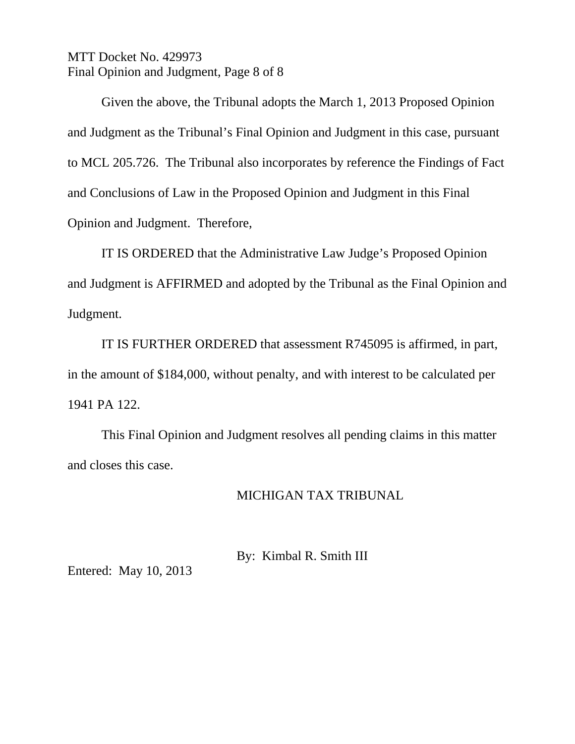Given the above, the Tribunal adopts the March 1, 2013 Proposed Opinion and Judgment as the Tribunal's Final Opinion and Judgment in this case, pursuant to MCL 205.726. The Tribunal also incorporates by reference the Findings of Fact and Conclusions of Law in the Proposed Opinion and Judgment in this Final Opinion and Judgment. Therefore,

IT IS ORDERED that the Administrative Law Judge's Proposed Opinion and Judgment is AFFIRMED and adopted by the Tribunal as the Final Opinion and Judgment.

IT IS FURTHER ORDERED that assessment R745095 is affirmed, in part, in the amount of $184,000, without penalty, and with interest to be calculated per 1941 PA 122.

This Final Opinion and Judgment resolves all pending claims in this matter and closes this case.

MICHIGAN TAX TRIBUNAL

By: Kimbal R. Smith III

Entered: May 10, 2013